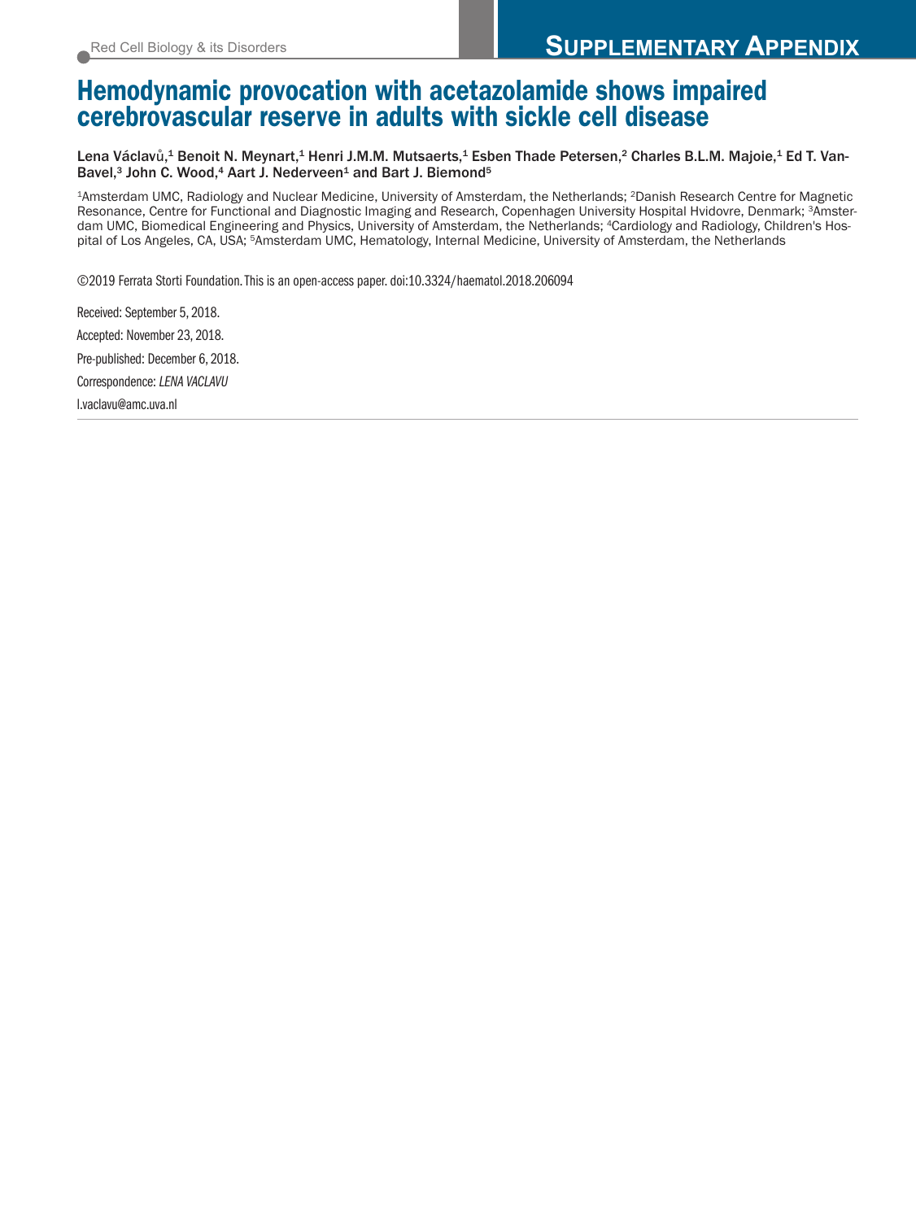Red Cell Biology & its Disorders

# SUPPLEMENTARY APPENDIX

# Hemodynamic provocation with acetazolamide shows impaired cerebrovascular reserve in adults with sickle cell disease

**Lena Václavů,[1] Benoit N. Meynart,[1] Henri J.M.M. Mutsaerts,[1] Esben Thade Petersen,[2] Charles B.L.M. Majoie,[1] Ed T. VanBavel,[3] John C. Wood,[4] Aart J. Nederveen[1] and Bart J. Biemond[5]**

[1]Amsterdam UMC, Radiology and Nuclear Medicine, University of Amsterdam, the Netherlands; [2]Danish Research Centre for Magnetic Resonance, Centre for Functional and Diagnostic Imaging and Research, Copenhagen University Hospital Hvidovre, Denmark; [3]Amsterdam UMC, Biomedical Engineering and Physics, University of Amsterdam, the Netherlands; [4]Cardiology and Radiology, Children's Hospital of Los Angeles, CA, USA; [5]Amsterdam UMC, Hematology, Internal Medicine, University of Amsterdam, the Netherlands

©2019 Ferrata Storti Foundation. This is an open-access paper. doi:10.3324/haematol.2018.206094

Received: September 5, 2018.

Accepted: November 23, 2018.

Pre-published: December 6, 2018.

Correspondence: *LENA VACLAVU*

l.vaclavu@amc.uva.nl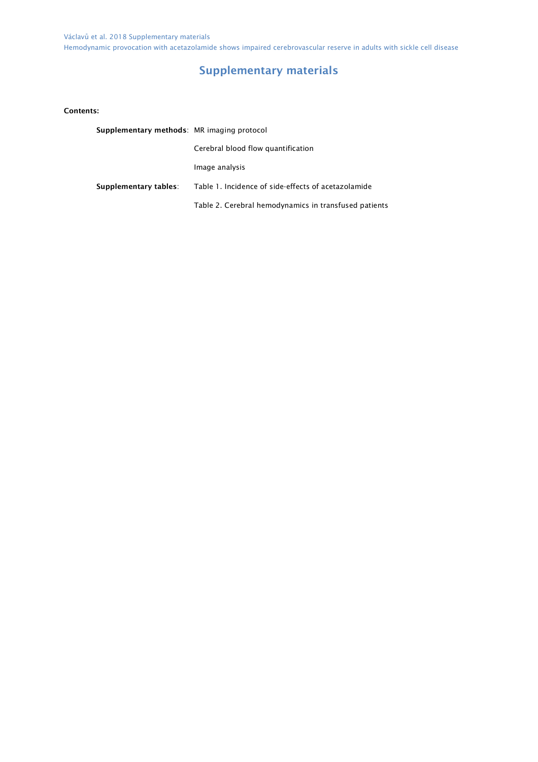# Supplementary materials

**Contents:**

| | |
|---|---|
| **Supplementary methods**: | MR imaging protocol |
| | Cerebral blood flow quantification |
| | Image analysis |
| **Supplementary tables**: | Table 1. Incidence of side-effects of acetazolamide |
| | Table 2. Cerebral hemodynamics in transfused patients |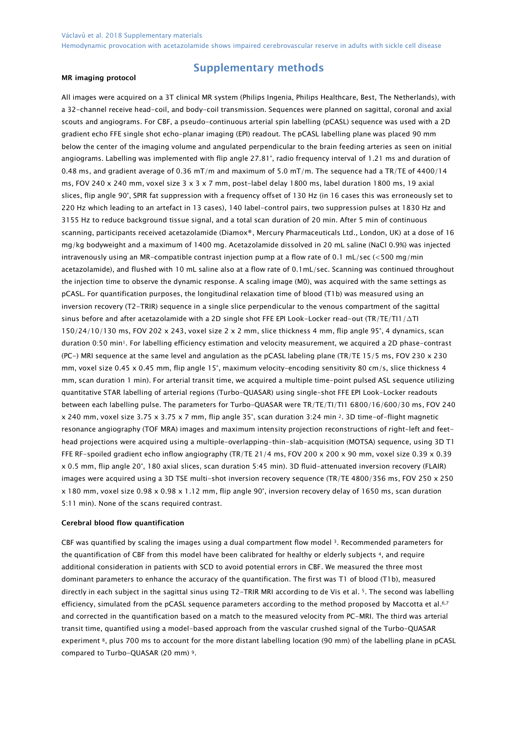# Supplementary methods

### MR imaging protocol

All images were acquired on a 3T clinical MR system (Philips Ingenia, Philips Healthcare, Best, The Netherlands), with a 32-channel receive head-coil, and body-coil transmission. Sequences were planned on sagittal, coronal and axial scouts and angiograms. For CBF, a pseudo-continuous arterial spin labelling (pCASL) sequence was used with a 2D gradient echo FFE single shot echo-planar imaging (EPI) readout. The pCASL labelling plane was placed 90 mm below the center of the imaging volume and angulated perpendicular to the brain feeding arteries as seen on initial angiograms. Labelling was implemented with flip angle 27.81°, radio frequency interval of 1.21 ms and duration of 0.48 ms, and gradient average of 0.36 mT/m and maximum of 5.0 mT/m. The sequence had a TR/TE of 4400/14 ms, FOV 240 x 240 mm, voxel size 3 x 3 x 7 mm, post-label delay 1800 ms, label duration 1800 ms, 19 axial slices, flip angle 90°, SPIR fat suppression with a frequency offset of 130 Hz (in 16 cases this was erroneously set to 220 Hz which leading to an artefact in 13 cases), 140 label-control pairs, two suppression pulses at 1830 Hz and 3155 Hz to reduce background tissue signal, and a total scan duration of 20 min. After 5 min of continuous scanning, participants received acetazolamide (Diamox®, Mercury Pharmaceuticals Ltd., London, UK) at a dose of 16 mg/kg bodyweight and a maximum of 1400 mg. Acetazolamide dissolved in 20 mL saline (NaCl 0.9%) was injected intravenously using an MR-compatible contrast injection pump at a flow rate of 0.1 mL/sec (<500 mg/min acetazolamide), and flushed with 10 mL saline also at a flow rate of 0.1mL/sec. Scanning was continued throughout the injection time to observe the dynamic response. A scaling image (M0), was acquired with the same settings as pCASL. For quantification purposes, the longitudinal relaxation time of blood (T1b) was measured using an inversion recovery (T2-TRIR) sequence in a single slice perpendicular to the venous compartment of the sagittal sinus before and after acetazolamide with a 2D single shot FFE EPI Look-Locker read-out (TR/TE/TI1/ΔTI 150/24/10/130 ms, FOV 202 x 243, voxel size 2 x 2 mm, slice thickness 4 mm, flip angle 95°, 4 dynamics, scan duration 0:50 min[1]. For labelling efficiency estimation and velocity measurement, we acquired a 2D phase-contrast (PC-) MRI sequence at the same level and angulation as the pCASL labeling plane (TR/TE 15/5 ms, FOV 230 x 230 mm, voxel size 0.45 x 0.45 mm, flip angle 15°, maximum velocity-encoding sensitivity 80 cm/s, slice thickness 4 mm, scan duration 1 min). For arterial transit time, we acquired a multiple time-point pulsed ASL sequence utilizing quantitative STAR labelling of arterial regions (Turbo-QUASAR) using single-shot FFE EPI Look-Locker readouts between each labelling pulse. The parameters for Turbo-QUASAR were TR/TE/TI/TI1 6800/16/600/30 ms, FOV 240 x 240 mm, voxel size 3.75 x 3.75 x 7 mm, flip angle 35°, scan duration 3:24 min [2]. 3D time-of-flight magnetic resonance angiography (TOF MRA) images and maximum intensity projection reconstructions of right-left and feet-head projections were acquired using a multiple-overlapping-thin-slab-acquisition (MOTSA) sequence, using 3D T1 FFE RF-spoiled gradient echo inflow angiography (TR/TE 21/4 ms, FOV 200 x 200 x 90 mm, voxel size 0.39 x 0.39 x 0.5 mm, flip angle 20°, 180 axial slices, scan duration 5:45 min). 3D fluid-attenuated inversion recovery (FLAIR) images were acquired using a 3D TSE multi-shot inversion recovery sequence (TR/TE 4800/356 ms, FOV 250 x 250 x 180 mm, voxel size 0.98 x 0.98 x 1.12 mm, flip angle 90°, inversion recovery delay of 1650 ms, scan duration 5:11 min). None of the scans required contrast.

### Cerebral blood flow quantification

CBF was quantified by scaling the images using a dual compartment flow model [3]. Recommended parameters for the quantification of CBF from this model have been calibrated for healthy or elderly subjects [4], and require additional consideration in patients with SCD to avoid potential errors in CBF. We measured the three most dominant parameters to enhance the accuracy of the quantification. The first was T1 of blood (T1b), measured directly in each subject in the sagittal sinus using T2-TRIR MRI according to de Vis et al. [5]. The second was labelling efficiency, simulated from the pCASL sequence parameters according to the method proposed by Maccotta et al.[6,7] and corrected in the quantification based on a match to the measured velocity from PC-MRI. The third was arterial transit time, quantified using a model-based approach from the vascular crushed signal of the Turbo-QUASAR experiment [8], plus 700 ms to account for the more distant labelling location (90 mm) of the labelling plane in pCASL compared to Turbo-QUASAR (20 mm) [9].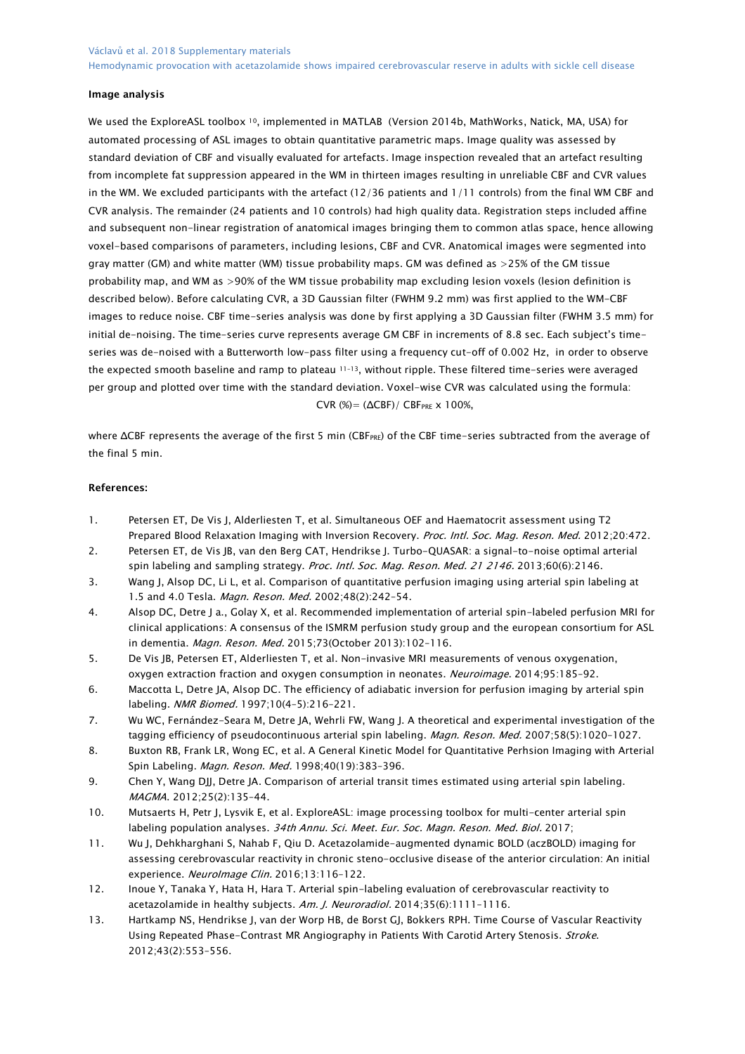**Image analysis**

We used the ExploreASL toolbox [10], implemented in MATLAB (Version 2014b, MathWorks, Natick, MA, USA) for automated processing of ASL images to obtain quantitative parametric maps. Image quality was assessed by standard deviation of CBF and visually evaluated for artefacts. Image inspection revealed that an artefact resulting from incomplete fat suppression appeared in the WM in thirteen images resulting in unreliable CBF and CVR values in the WM. We excluded participants with the artefact (12/36 patients and 1/11 controls) from the final WM CBF and CVR analysis. The remainder (24 patients and 10 controls) had high quality data. Registration steps included affine and subsequent non-linear registration of anatomical images bringing them to common atlas space, hence allowing voxel-based comparisons of parameters, including lesions, CBF and CVR. Anatomical images were segmented into gray matter (GM) and white matter (WM) tissue probability maps. GM was defined as >25% of the GM tissue probability map, and WM as >90% of the WM tissue probability map excluding lesion voxels (lesion definition is described below). Before calculating CVR, a 3D Gaussian filter (FWHM 9.2 mm) was first applied to the WM-CBF images to reduce noise. CBF time-series analysis was done by first applying a 3D Gaussian filter (FWHM 3.5 mm) for initial de-noising. The time-series curve represents average GM CBF in increments of 8.8 sec. Each subject's time-series was de-noised with a Butterworth low-pass filter using a frequency cut-off of 0.002 Hz, in order to observe the expected smooth baseline and ramp to plateau [11-13], without ripple. These filtered time-series were averaged per group and plotted over time with the standard deviation. Voxel-wise CVR was calculated using the formula:

$$CVR\ (\%) = (\Delta CBF) / CBF_{PRE} \times 100\%,$$

where ΔCBF represents the average of the first 5 min ($CBF_{PRE}$) of the CBF time-series subtracted from the average of the final 5 min.

**References:**

1. Petersen ET, De Vis J, Alderliesten T, et al. Simultaneous OEF and Haematocrit assessment using T2 Prepared Blood Relaxation Imaging with Inversion Recovery. *Proc. Intl. Soc. Mag. Reson. Med.* 2012;20:472.
2. Petersen ET, de Vis JB, van den Berg CAT, Hendrikse J. Turbo-QUASAR: a signal-to-noise optimal arterial spin labeling and sampling strategy. *Proc. Intl. Soc. Mag. Reson. Med. 21 2146.* 2013;60(6):2146.
3. Wang J, Alsop DC, Li L, et al. Comparison of quantitative perfusion imaging using arterial spin labeling at 1.5 and 4.0 Tesla. *Magn. Reson. Med.* 2002;48(2):242–54.
4. Alsop DC, Detre J a., Golay X, et al. Recommended implementation of arterial spin-labeled perfusion MRI for clinical applications: A consensus of the ISMRM perfusion study group and the european consortium for ASL in dementia. *Magn. Reson. Med.* 2015;73(October 2013):102–116.
5. De Vis JB, Petersen ET, Alderliesten T, et al. Non-invasive MRI measurements of venous oxygenation, oxygen extraction fraction and oxygen consumption in neonates. *Neuroimage.* 2014;95:185–92.
6. Maccotta L, Detre JA, Alsop DC. The efficiency of adiabatic inversion for perfusion imaging by arterial spin labeling. *NMR Biomed.* 1997;10(4–5):216–221.
7. Wu WC, Fernández-Seara M, Detre JA, Wehrli FW, Wang J. A theoretical and experimental investigation of the tagging efficiency of pseudocontinuous arterial spin labeling. *Magn. Reson. Med.* 2007;58(5):1020–1027.
8. Buxton RB, Frank LR, Wong EC, et al. A General Kinetic Model for Quantitative Perhsion Imaging with Arterial Spin Labeling. *Magn. Reson. Med.* 1998;40(19):383–396.
9. Chen Y, Wang DJJ, Detre JA. Comparison of arterial transit times estimated using arterial spin labeling. *MAGMA.* 2012;25(2):135–44.
10. Mutsaerts H, Petr J, Lysvik E, et al. ExploreASL: image processing toolbox for multi-center arterial spin labeling population analyses. *34th Annu. Sci. Meet. Eur. Soc. Magn. Reson. Med. Biol.* 2017;
11. Wu J, Dehkharghani S, Nahab F, Qiu D. Acetazolamide-augmented dynamic BOLD (aczBOLD) imaging for assessing cerebrovascular reactivity in chronic steno-occlusive disease of the anterior circulation: An initial experience. *NeuroImage Clin.* 2016;13:116–122.
12. Inoue Y, Tanaka Y, Hata H, Hara T. Arterial spin-labeling evaluation of cerebrovascular reactivity to acetazolamide in healthy subjects. *Am. J. Neuroradiol.* 2014;35(6):1111–1116.
13. Hartkamp NS, Hendrikse J, van der Worp HB, de Borst GJ, Bokkers RPH. Time Course of Vascular Reactivity Using Repeated Phase-Contrast MR Angiography in Patients With Carotid Artery Stenosis. *Stroke.* 2012;43(2):553–556.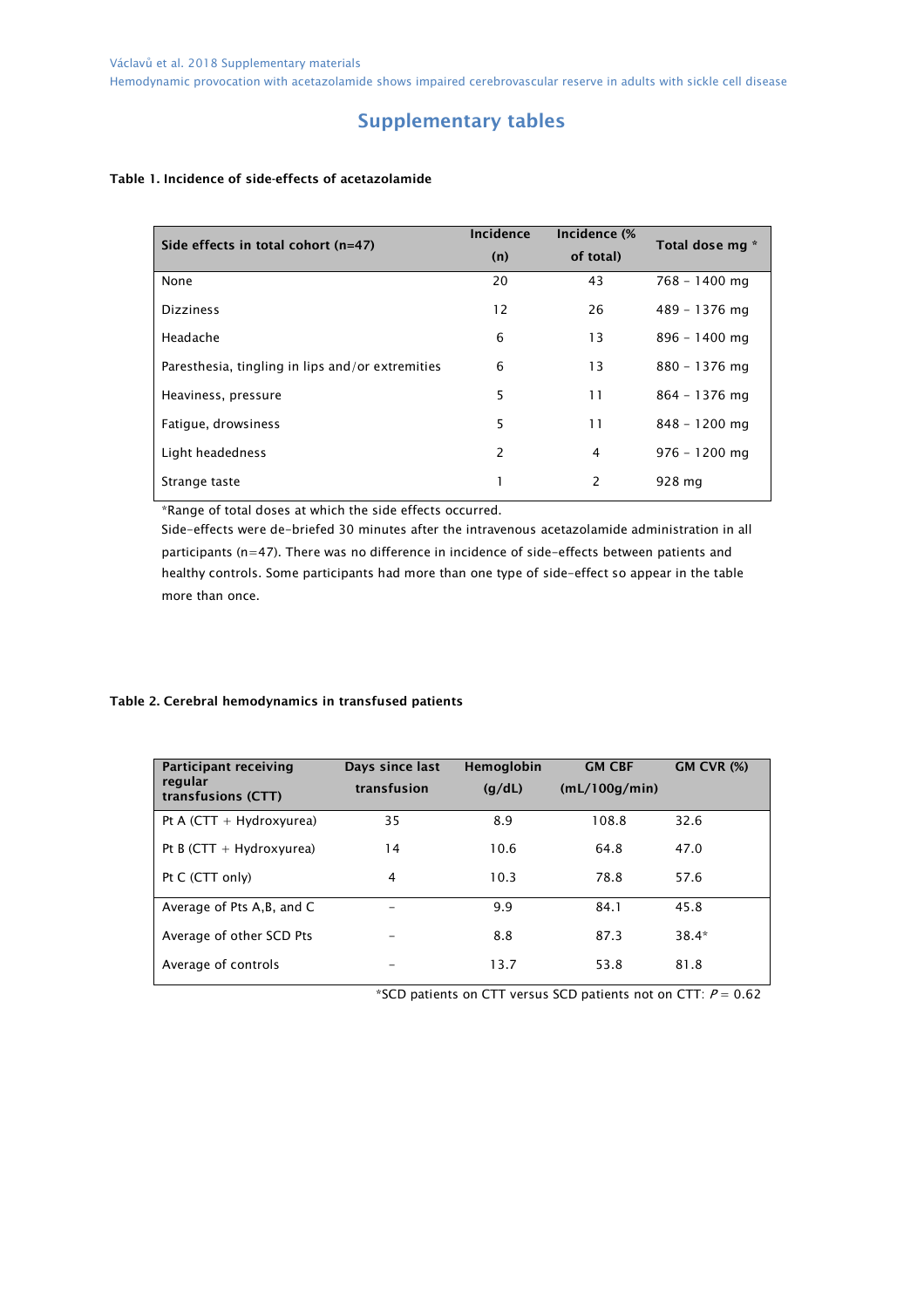# Supplementary tables

**Table 1. Incidence of side-effects of acetazolamide**

| Side effects in total cohort (n=47) | Incidence (n) | Incidence (% of total) | Total dose mg * |
|---|---|---|---|
| None | 20 | 43 | 768 – 1400 mg |
| Dizziness | 12 | 26 | 489 – 1376 mg |
| Headache | 6 | 13 | 896 – 1400 mg |
| Paresthesia, tingling in lips and/or extremities | 6 | 13 | 880 – 1376 mg |
| Heaviness, pressure | 5 | 11 | 864 – 1376 mg |
| Fatigue, drowsiness | 5 | 11 | 848 – 1200 mg |
| Light headedness | 2 | 4 | 976 – 1200 mg |
| Strange taste | 1 | 2 | 928 mg |

*Range of total doses at which the side effects occurred.

Side-effects were de-briefed 30 minutes after the intravenous acetazolamide administration in all participants (n=47). There was no difference in incidence of side-effects between patients and healthy controls. Some participants had more than one type of side-effect so appear in the table more than once.

**Table 2. Cerebral hemodynamics in transfused patients**

| Participant receiving regular transfusions (CTT) | Days since last transfusion | Hemoglobin (g/dL) | GM CBF (mL/100g/min) | GM CVR (%) |
|---|---|---|---|---|
| Pt A (CTT + Hydroxyurea) | 35 | 8.9 | 108.8 | 32.6 |
| Pt B (CTT + Hydroxyurea) | 14 | 10.6 | 64.8 | 47.0 |
| Pt C (CTT only) | 4 | 10.3 | 78.8 | 57.6 |
| Average of Pts A,B, and C | – | 9.9 | 84.1 | 45.8 |
| Average of other SCD Pts | – | 8.8 | 87.3 | 38.4* |
| Average of controls | – | 13.7 | 53.8 | 81.8 |

*SCD patients on CTT versus SCD patients not on CTT: $P = 0.62$